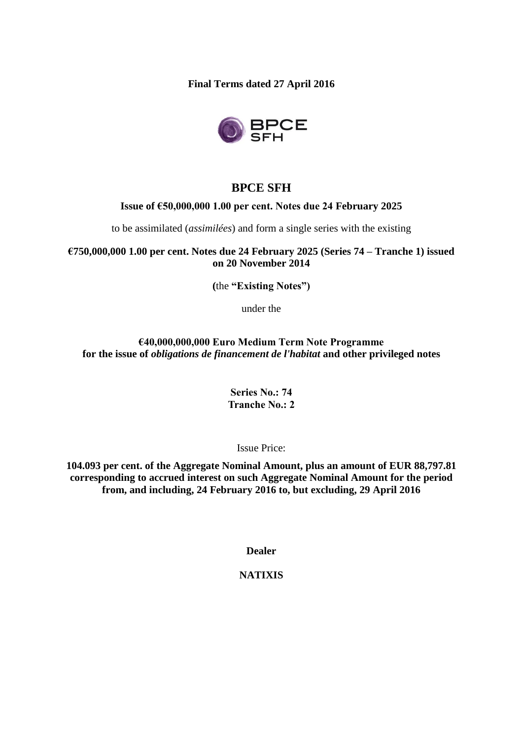**Final Terms dated 27 April 2016**

# BPCE SFH

**Issue of €50,000,000 1.00 per cent. Notes due 24 February 2025**

to be assimilated (*assimilées*) and form a single series with the existing

**€750,000,000 1.00 per cent. Notes due 24 February 2025 (Series 74 – Tranche 1) issued on 20 November 2014**

**(**the **"Existing Notes")**

under the

**€40,000,000,000 Euro Medium Term Note Programme**
**for the issue of *obligations de financement de l'habitat* and other privileged notes**

**Series No.: 74**
**Tranche No.: 2**

Issue Price:

**104.093 per cent. of the Aggregate Nominal Amount, plus an amount of EUR 88,797.81 corresponding to accrued interest on such Aggregate Nominal Amount for the period from, and including, 24 February 2016 to, but excluding, 29 April 2016**

**Dealer**

**NATIXIS**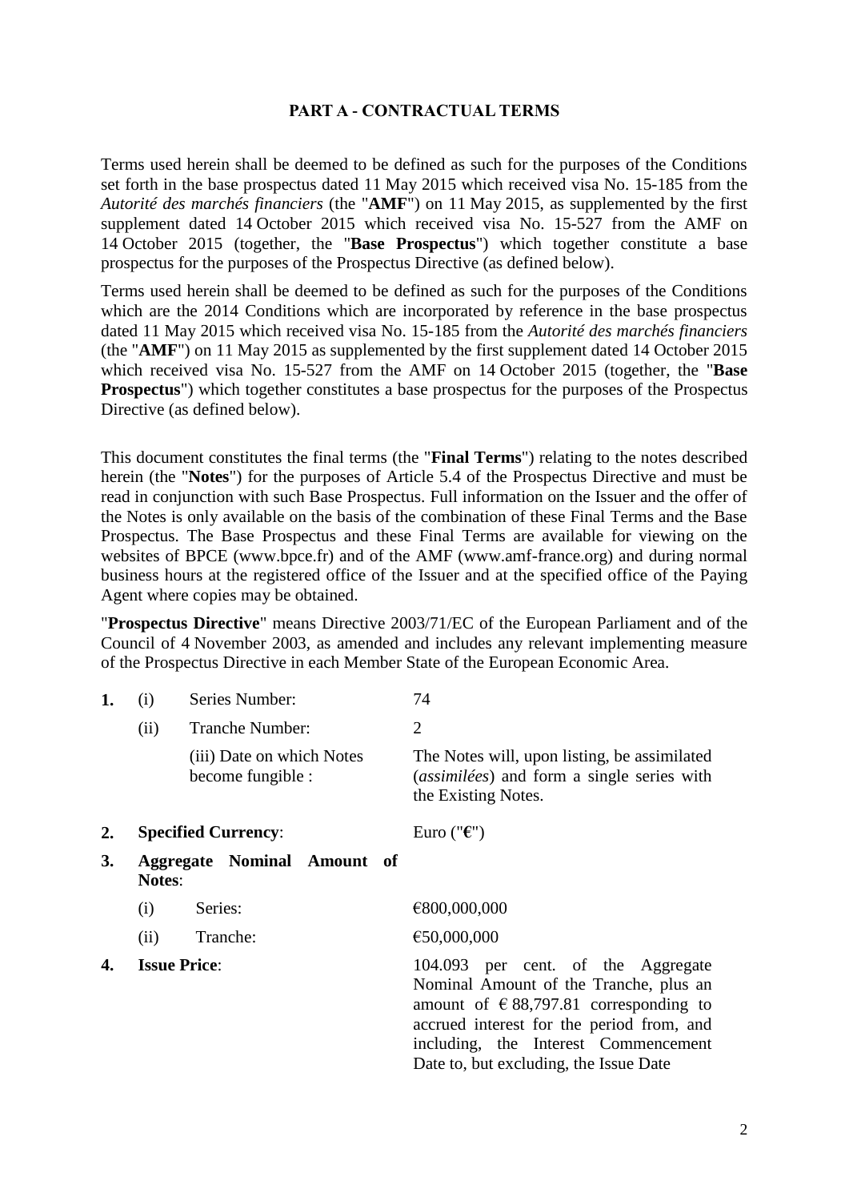## PART A - CONTRACTUAL TERMS

Terms used herein shall be deemed to be defined as such for the purposes of the Conditions set forth in the base prospectus dated 11 May 2015 which received visa No. 15-185 from the *Autorité des marchés financiers* (the "**AMF**") on 11 May 2015, as supplemented by the first supplement dated 14 October 2015 which received visa No. 15-527 from the AMF on 14 October 2015 (together, the "**Base Prospectus**") which together constitute a base prospectus for the purposes of the Prospectus Directive (as defined below).

Terms used herein shall be deemed to be defined as such for the purposes of the Conditions which are the 2014 Conditions which are incorporated by reference in the base prospectus dated 11 May 2015 which received visa No. 15-185 from the *Autorité des marchés financiers* (the "**AMF**") on 11 May 2015 as supplemented by the first supplement dated 14 October 2015 which received visa No. 15-527 from the AMF on 14 October 2015 (together, the "**Base Prospectus**") which together constitutes a base prospectus for the purposes of the Prospectus Directive (as defined below).

This document constitutes the final terms (the "**Final Terms**") relating to the notes described herein (the "**Notes**") for the purposes of Article 5.4 of the Prospectus Directive and must be read in conjunction with such Base Prospectus. Full information on the Issuer and the offer of the Notes is only available on the basis of the combination of these Final Terms and the Base Prospectus. The Base Prospectus and these Final Terms are available for viewing on the websites of BPCE (www.bpce.fr) and of the AMF (www.amf-france.org) and during normal business hours at the registered office of the Issuer and at the specified office of the Paying Agent where copies may be obtained.

"**Prospectus Directive**" means Directive 2003/71/EC of the European Parliament and of the Council of 4 November 2003, as amended and includes any relevant implementing measure of the Prospectus Directive in each Member State of the European Economic Area.

| | | | |
|---|---|---|---|
| **1.** | (i) | Series Number: | 74 |
| | (ii) | Tranche Number: | 2 |
| | | (iii) Date on which Notes become fungible : | The Notes will, upon listing, be assimilated (*assimilées*) and form a single series with the Existing Notes. |
| **2.** | **Specified Currency**: | | Euro ("**€**") |
| **3.** | **Aggregate Nominal Amount of Notes**: | | |
| | (i) | Series: | €800,000,000 |
| | (ii) | Tranche: | €50,000,000 |
| **4.** | **Issue Price**: | | 104.093 per cent. of the Aggregate Nominal Amount of the Tranche, plus an amount of € 88,797.81 corresponding to accrued interest for the period from, and including, the Interest Commencement Date to, but excluding, the Issue Date |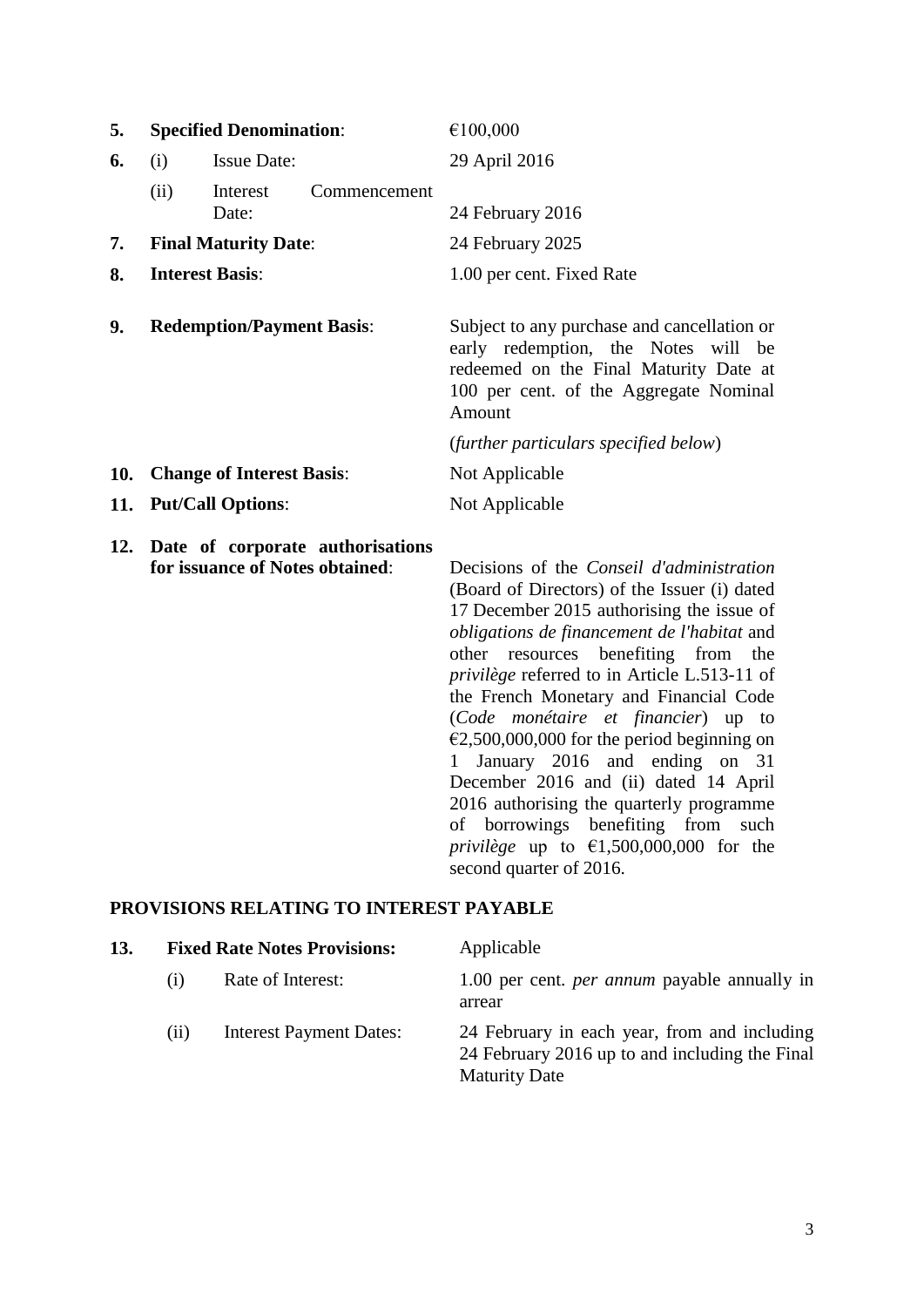| | | |
|---|---|---|
| **5.** | **Specified Denomination**: | €100,000 |
| **6.** | (i) Issue Date: | 29 April 2016 |
| | (ii) Interest Commencement Date: | 24 February 2016 |
| **7.** | **Final Maturity Date**: | 24 February 2025 |
| **8.** | **Interest Basis**: | 1.00 per cent. Fixed Rate |
| **9.** | **Redemption/Payment Basis**: | Subject to any purchase and cancellation or early redemption, the Notes will be redeemed on the Final Maturity Date at 100 per cent. of the Aggregate Nominal Amount<br><br>(*further particulars specified below*) |
| **10.** | **Change of Interest Basis**: | Not Applicable |
| **11.** | **Put/Call Options**: | Not Applicable |
| **12.** | **Date of corporate authorisations for issuance of Notes obtained**: | Decisions of the *Conseil d'administration* (Board of Directors) of the Issuer (i) dated 17 December 2015 authorising the issue of *obligations de financement de l'habitat* and other resources benefiting from the *privilège* referred to in Article L.513-11 of the French Monetary and Financial Code (*Code monétaire et financier*) up to €2,500,000,000 for the period beginning on 1 January 2016 and ending on 31 December 2016 and (ii) dated 14 April 2016 authorising the quarterly programme of borrowings benefiting from such *privilège* up to €1,500,000,000 for the second quarter of 2016. |

## PROVISIONS RELATING TO INTEREST PAYABLE

| | | |
|---|---|---|
| **13.** | **Fixed Rate Notes Provisions:** | Applicable |
| | (i) Rate of Interest: | 1.00 per cent. *per annum* payable annually in arrear |
| | (ii) Interest Payment Dates: | 24 February in each year, from and including 24 February 2016 up to and including the Final Maturity Date |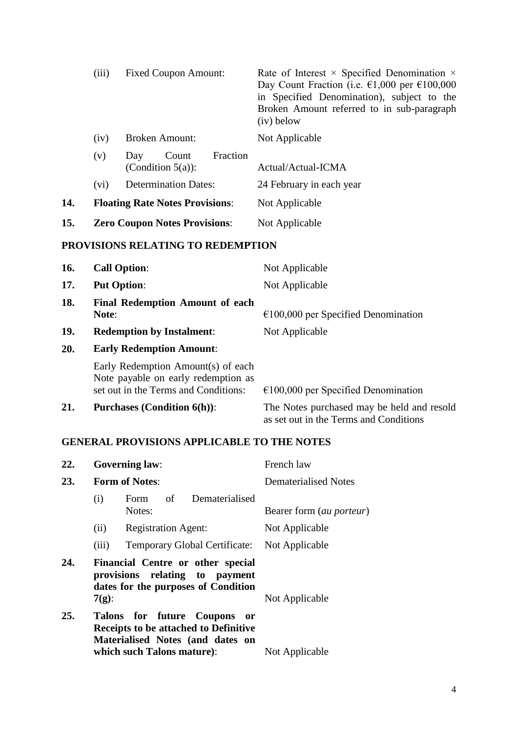| | | | |
|---|---|---|---|
| | (iii) | Fixed Coupon Amount: | Rate of Interest × Specified Denomination × Day Count Fraction (i.e. €1,000 per €100,000 in Specified Denomination), subject to the Broken Amount referred to in sub-paragraph (iv) below |
| | (iv) | Broken Amount: | Not Applicable |
| | (v) | Day Count Fraction (Condition 5(a)): | Actual/Actual-ICMA |
| | (vi) | Determination Dates: | 24 February in each year |
| **14.** | **Floating Rate Notes Provisions**: | | Not Applicable |
| **15.** | **Zero Coupon Notes Provisions**: | | Not Applicable |

## PROVISIONS RELATING TO REDEMPTION

| | | |
|---|---|---|
| **16.** | **Call Option**: | Not Applicable |
| **17.** | **Put Option**: | Not Applicable |
| **18.** | **Final Redemption Amount of each Note**: | €100,000 per Specified Denomination |
| **19.** | **Redemption by Instalment**: | Not Applicable |
| **20.** | **Early Redemption Amount**: | |
| | Early Redemption Amount(s) of each Note payable on early redemption as set out in the Terms and Conditions: | €100,000 per Specified Denomination |
| **21.** | **Purchases (Condition 6(h))**: | The Notes purchased may be held and resold as set out in the Terms and Conditions |

## GENERAL PROVISIONS APPLICABLE TO THE NOTES

| | | | |
|---|---|---|---|
| **22.** | **Governing law**: | | French law |
| **23.** | **Form of Notes**: | | Dematerialised Notes |
| | (i) | Form of Dematerialised Notes: | Bearer form (*au porteur*) |
| | (ii) | Registration Agent: | Not Applicable |
| | (iii) | Temporary Global Certificate: | Not Applicable |
| **24.** | **Financial Centre or other special provisions relating to payment dates for the purposes of Condition 7(g)**: | | Not Applicable |
| **25.** | **Talons for future Coupons or Receipts to be attached to Definitive Materialised Notes (and dates on which such Talons mature)**: | | Not Applicable |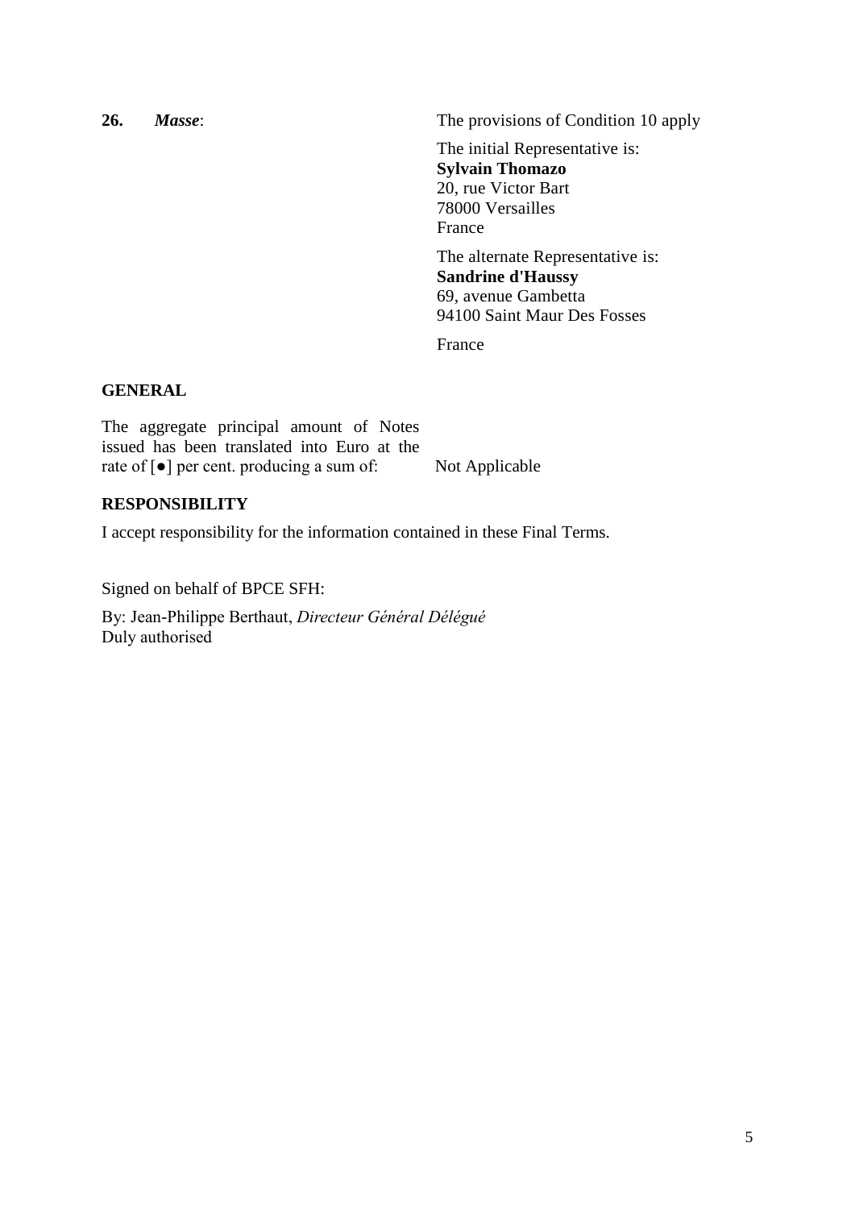| | |
|---|---|
| **26.** ***Masse***: | The provisions of Condition 10 apply<br><br>The initial Representative is:<br>**Sylvain Thomazo**<br>20, rue Victor Bart<br>78000 Versailles<br>France<br><br>The alternate Representative is:<br>**Sandrine d'Haussy**<br>69, avenue Gambetta<br>94100 Saint Maur Des Fosses<br><br>France |

## GENERAL

| | |
|---|---|
| The aggregate principal amount of Notes issued has been translated into Euro at the rate of [●] per cent. producing a sum of: | Not Applicable |

## RESPONSIBILITY

I accept responsibility for the information contained in these Final Terms.

Signed on behalf of BPCE SFH:

By: Jean-Philippe Berthaut, *Directeur Général Délégué*
Duly authorised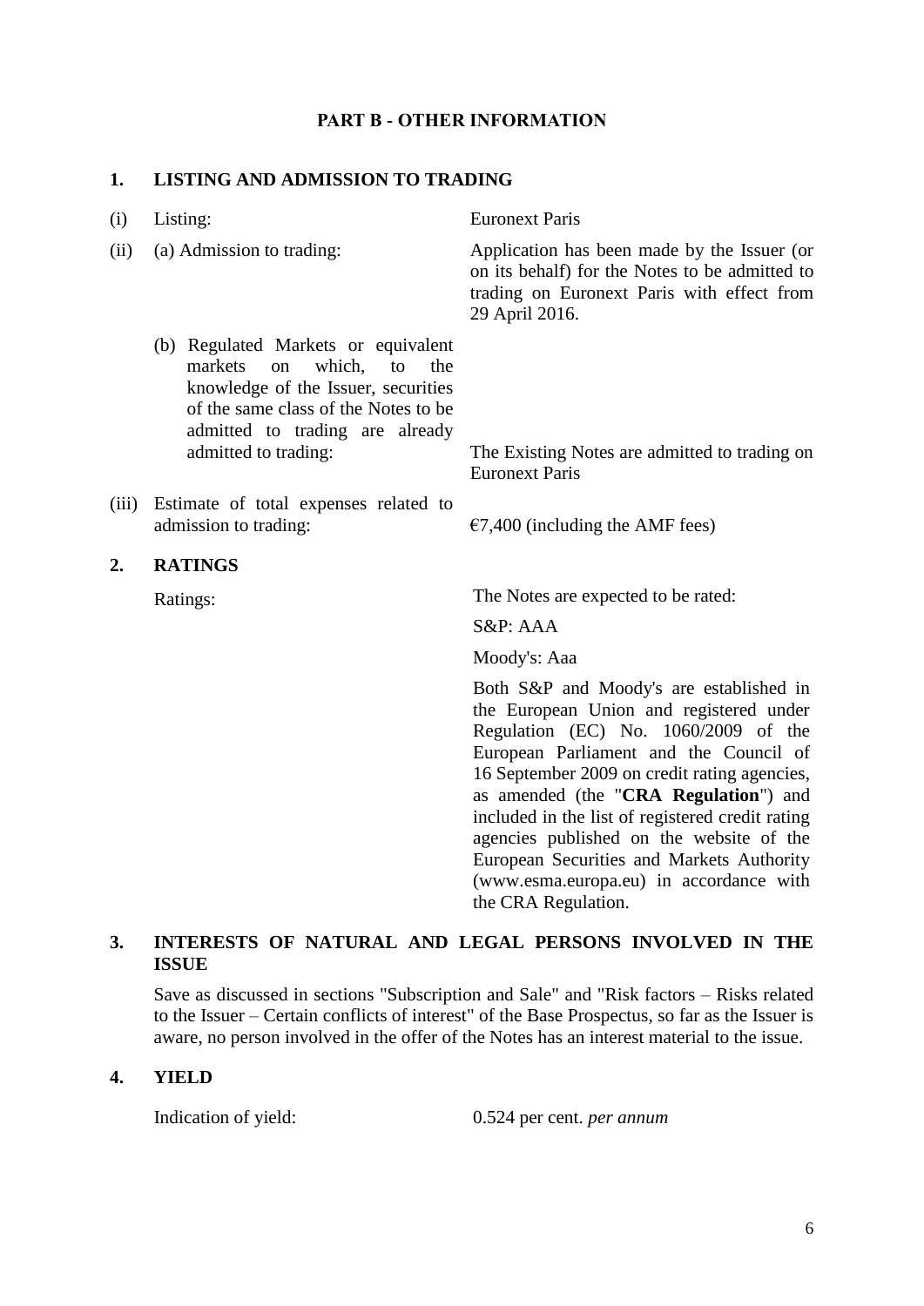## PART B - OTHER INFORMATION

### 1. LISTING AND ADMISSION TO TRADING

| | | |
|---|---|---|
| (i) | Listing: | Euronext Paris |
| (ii) | (a) Admission to trading: | Application has been made by the Issuer (or on its behalf) for the Notes to be admitted to trading on Euronext Paris with effect from 29 April 2016. |
| | (b) Regulated Markets or equivalent markets on which, to the knowledge of the Issuer, securities of the same class of the Notes to be admitted to trading are already admitted to trading: | The Existing Notes are admitted to trading on Euronext Paris |
| (iii) | Estimate of total expenses related to admission to trading: | €7,400 (including the AMF fees) |

### 2. RATINGS

| | |
|---|---|
| Ratings: | The Notes are expected to be rated: |
| | S&P: AAA |
| | Moody's: Aaa |
| | Both S&P and Moody's are established in the European Union and registered under Regulation (EC) No. 1060/2009 of the European Parliament and the Council of 16 September 2009 on credit rating agencies, as amended (the "**CRA Regulation**") and included in the list of registered credit rating agencies published on the website of the European Securities and Markets Authority (www.esma.europa.eu) in accordance with the CRA Regulation. |

### 3. INTERESTS OF NATURAL AND LEGAL PERSONS INVOLVED IN THE ISSUE

Save as discussed in sections "Subscription and Sale" and "Risk factors – Risks related to the Issuer – Certain conflicts of interest" of the Base Prospectus, so far as the Issuer is aware, no person involved in the offer of the Notes has an interest material to the issue.

### 4. YIELD

| | |
|---|---|
| Indication of yield: | 0.524 per cent. *per annum* |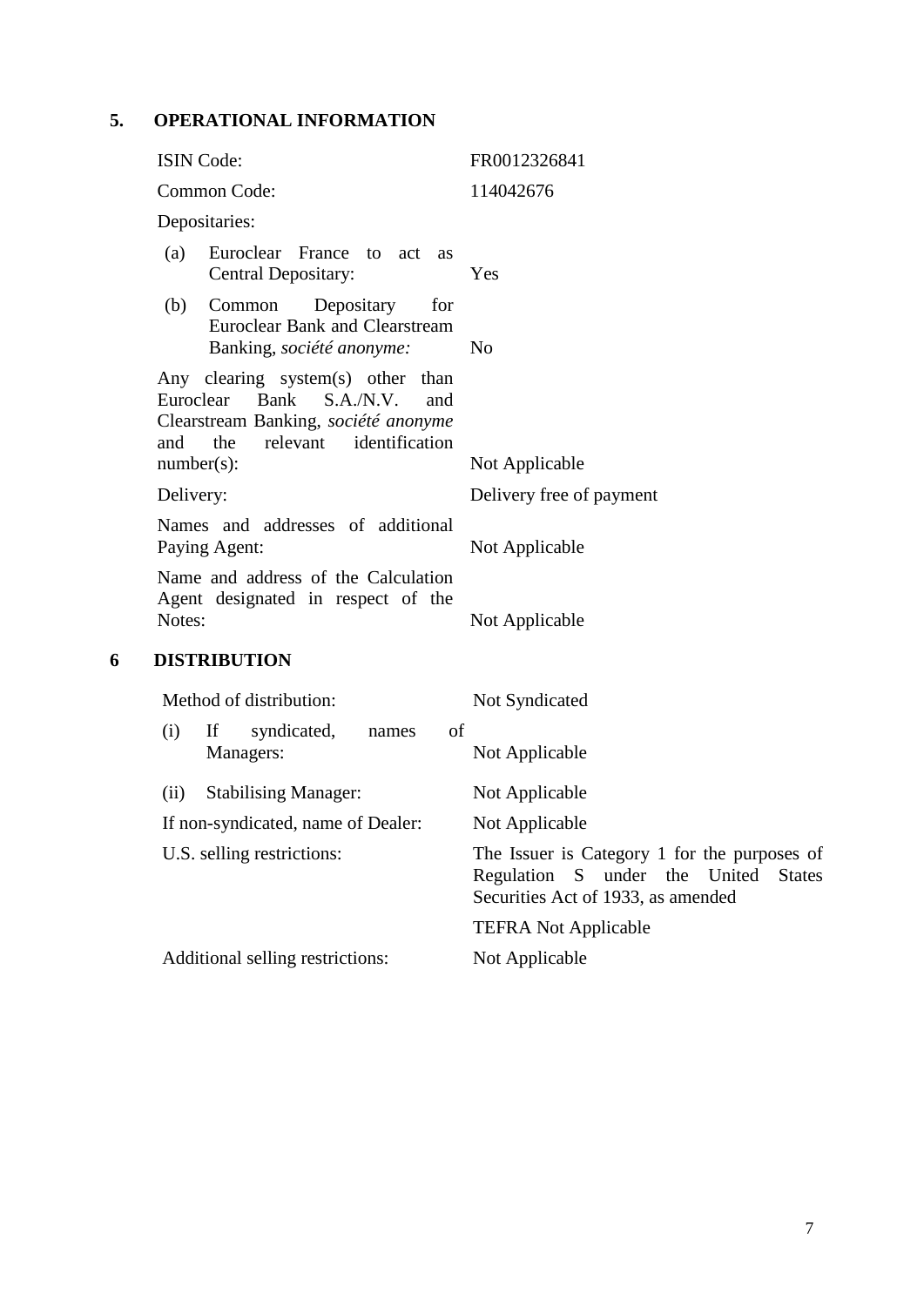## 5. OPERATIONAL INFORMATION

| | |
|---|---|
| ISIN Code: | FR0012326841 |
| Common Code: | 114042676 |
| Depositaries: | |
| (a) Euroclear France to act as Central Depositary: | Yes |
| (b) Common Depositary for Euroclear Bank and Clearstream Banking, *société anonyme:* | No |
| Any clearing system(s) other than Euroclear Bank S.A./N.V. and Clearstream Banking, *société anonyme* and the relevant identification number(s): | Not Applicable |
| Delivery: | Delivery free of payment |
| Names and addresses of additional Paying Agent: | Not Applicable |
| Name and address of the Calculation Agent designated in respect of the Notes: | Not Applicable |

## 6 DISTRIBUTION

| | |
|---|---|
| Method of distribution: | Not Syndicated |
| (i) If syndicated, names of Managers: | Not Applicable |
| (ii) Stabilising Manager: | Not Applicable |
| If non-syndicated, name of Dealer: | Not Applicable |
| U.S. selling restrictions: | The Issuer is Category 1 for the purposes of Regulation S under the United States Securities Act of 1933, as amended<br><br>TEFRA Not Applicable |
| Additional selling restrictions: | Not Applicable |